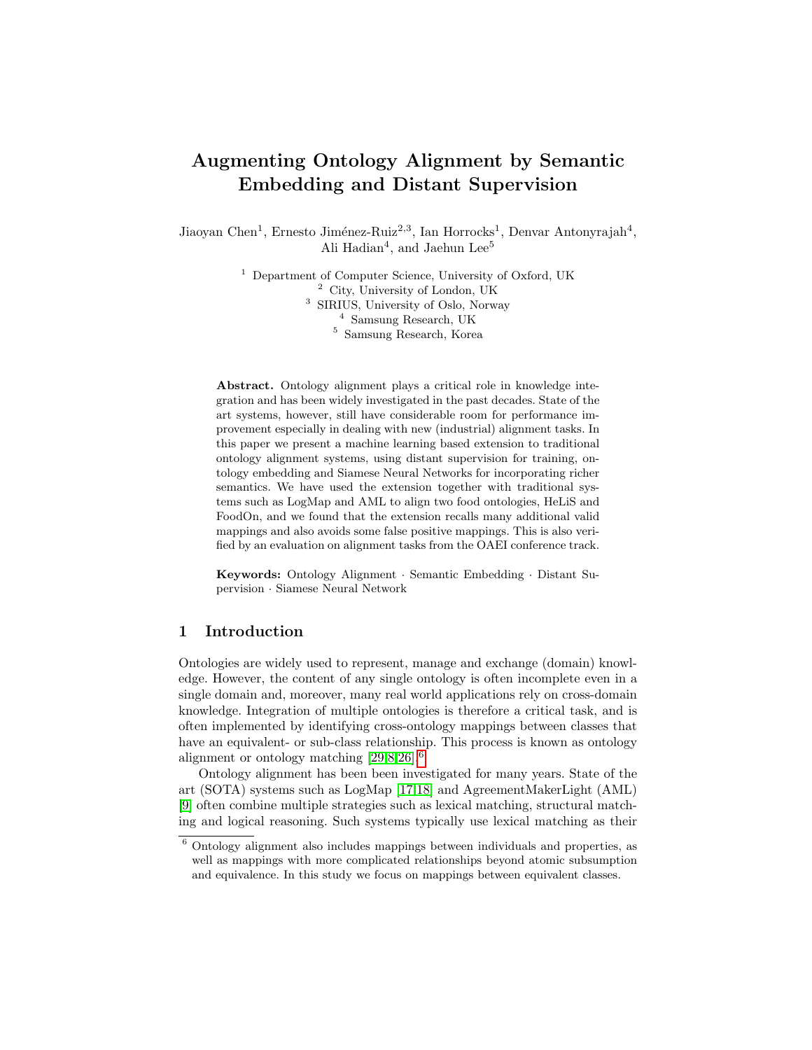# Augmenting Ontology Alignment by Semantic Embedding and Distant Supervision

Jiaoyan Chen[1], Ernesto Jiménez-Ruiz[2,3], Ian Horrocks[1], Denvar Antonyrajah[4], Ali Hadian[4], and Jaehun Lee[5]

[1] Department of Computer Science, University of Oxford, UK
[2] City, University of London, UK
[3] SIRIUS, University of Oslo, Norway
[4] Samsung Research, UK
[5] Samsung Research, Korea

**Abstract.** Ontology alignment plays a critical role in knowledge integration and has been widely investigated in the past decades. State of the art systems, however, still have considerable room for performance improvement especially in dealing with new (industrial) alignment tasks. In this paper we present a machine learning based extension to traditional ontology alignment systems, using distant supervision for training, ontology embedding and Siamese Neural Networks for incorporating richer semantics. We have used the extension together with traditional systems such as LogMap and AML to align two food ontologies, HeLiS and FoodOn, and we found that the extension recalls many additional valid mappings and also avoids some false positive mappings. This is also verified by an evaluation on alignment tasks from the OAEI conference track.

**Keywords:** Ontology Alignment · Semantic Embedding · Distant Supervision · Siamese Neural Network

## 1 Introduction

Ontologies are widely used to represent, manage and exchange (domain) knowledge. However, the content of any single ontology is often incomplete even in a single domain and, moreover, many real world applications rely on cross-domain knowledge. Integration of multiple ontologies is therefore a critical task, and is often implemented by identifying cross-ontology mappings between classes that have an equivalent- or sub-class relationship. This process is known as ontology alignment or ontology matching [29,8,26].[6]

Ontology alignment has been been investigated for many years. State of the art (SOTA) systems such as LogMap [17,18] and AgreementMakerLight (AML) [9] often combine multiple strategies such as lexical matching, structural matching and logical reasoning. Such systems typically use lexical matching as their

[6] Ontology alignment also includes mappings between individuals and properties, as well as mappings with more complicated relationships beyond atomic subsumption and equivalence. In this study we focus on mappings between equivalent classes.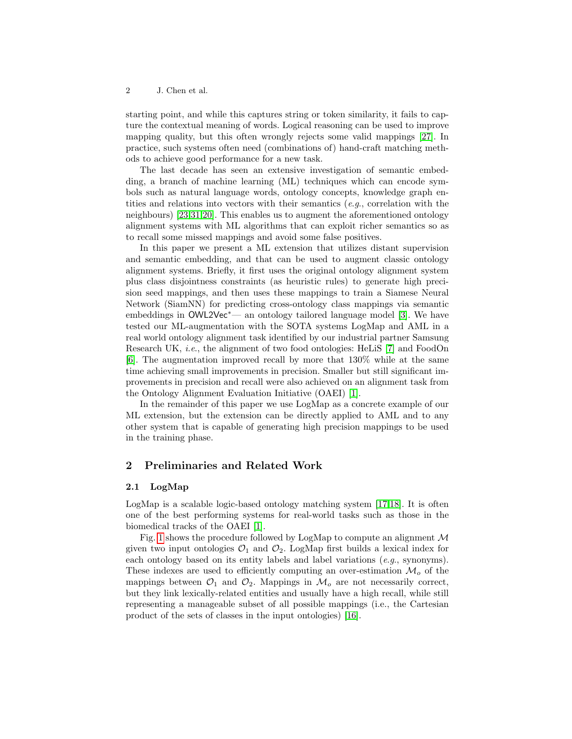starting point, and while this captures string or token similarity, it fails to capture the contextual meaning of words. Logical reasoning can be used to improve mapping quality, but this often wrongly rejects some valid mappings [27]. In practice, such systems often need (combinations of) hand-craft matching methods to achieve good performance for a new task.

The last decade has seen an extensive investigation of semantic embedding, a branch of machine learning (ML) techniques which can encode symbols such as natural language words, ontology concepts, knowledge graph entities and relations into vectors with their semantics (*e.g.*, correlation with the neighbours) [23,31,20]. This enables us to augment the aforementioned ontology alignment systems with ML algorithms that can exploit richer semantics so as to recall some missed mappings and avoid some false positives.

In this paper we present a ML extension that utilizes distant supervision and semantic embedding, and that can be used to augment classic ontology alignment systems. Briefly, it first uses the original ontology alignment system plus class disjointness constraints (as heuristic rules) to generate high precision seed mappings, and then uses these mappings to train a Siamese Neural Network (SiamNN) for predicting cross-ontology class mappings via semantic embeddings in OWL2Vec*— an ontology tailored language model [3]. We have tested our ML-augmentation with the SOTA systems LogMap and AML in a real world ontology alignment task identified by our industrial partner Samsung Research UK, *i.e.*, the alignment of two food ontologies: HeLiS [7] and FoodOn [6]. The augmentation improved recall by more that 130% while at the same time achieving small improvements in precision. Smaller but still significant improvements in precision and recall were also achieved on an alignment task from the Ontology Alignment Evaluation Initiative (OAEI) [1].

In the remainder of this paper we use LogMap as a concrete example of our ML extension, but the extension can be directly applied to AML and to any other system that is capable of generating high precision mappings to be used in the training phase.

## 2 Preliminaries and Related Work

### 2.1 LogMap

LogMap is a scalable logic-based ontology matching system [17,18]. It is often one of the best performing systems for real-world tasks such as those in the biomedical tracks of the OAEI [1].

Fig. 1 shows the procedure followed by LogMap to compute an alignment $\mathcal{M}$ given two input ontologies $\mathcal{O}_1$ and $\mathcal{O}_2$. LogMap first builds a lexical index for each ontology based on its entity labels and label variations (*e.g.*, synonyms). These indexes are used to efficiently computing an over-estimation $\mathcal{M}_o$ of the mappings between $\mathcal{O}_1$ and $\mathcal{O}_2$. Mappings in $\mathcal{M}_o$ are not necessarily correct, but they link lexically-related entities and usually have a high recall, while still representing a manageable subset of all possible mappings (i.e., the Cartesian product of the sets of classes in the input ontologies) [16].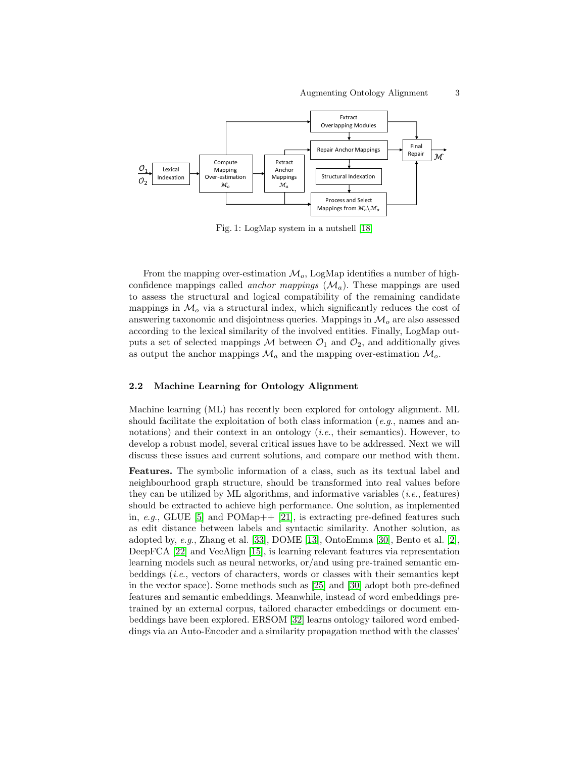Fig. 1: LogMap system in a nutshell [18]

From the mapping over-estimation $\mathcal{M}_o$, LogMap identifies a number of high-confidence mappings called *anchor mappings* ($\mathcal{M}_a$). These mappings are used to assess the structural and logical compatibility of the remaining candidate mappings in $\mathcal{M}_o$ via a structural index, which significantly reduces the cost of answering taxonomic and disjointness queries. Mappings in $\mathcal{M}_o$ are also assessed according to the lexical similarity of the involved entities. Finally, LogMap outputs a set of selected mappings $\mathcal{M}$ between $\mathcal{O}_1$ and $\mathcal{O}_2$, and additionally gives as output the anchor mappings $\mathcal{M}_a$ and the mapping over-estimation $\mathcal{M}_o$.

### 2.2 Machine Learning for Ontology Alignment

Machine learning (ML) has recently been explored for ontology alignment. ML should facilitate the exploitation of both class information (*e.g.*, names and annotations) and their context in an ontology (*i.e.*, their semantics). However, to develop a robust model, several critical issues have to be addressed. Next we will discuss these issues and current solutions, and compare our method with them.

**Features.** The symbolic information of a class, such as its textual label and neighbourhood graph structure, should be transformed into real values before they can be utilized by ML algorithms, and informative variables (*i.e.*, features) should be extracted to achieve high performance. One solution, as implemented in, *e.g.*, GLUE [5] and POMap++ [21], is extracting pre-defined features such as edit distance between labels and syntactic similarity. Another solution, as adopted by, *e.g.*, Zhang et al. [33], DOME [13], OntoEmma [30], Bento et al. [2], DeepFCA [22] and VeeAlign [15], is learning relevant features via representation learning models such as neural networks, or/and using pre-trained semantic embeddings (*i.e.*, vectors of characters, words or classes with their semantics kept in the vector space). Some methods such as [25] and [30] adopt both pre-defined features and semantic embeddings. Meanwhile, instead of word embeddings pre-trained by an external corpus, tailored character embeddings or document embeddings have been explored. ERSOM [32] learns ontology tailored word embeddings via an Auto-Encoder and a similarity propagation method with the classes'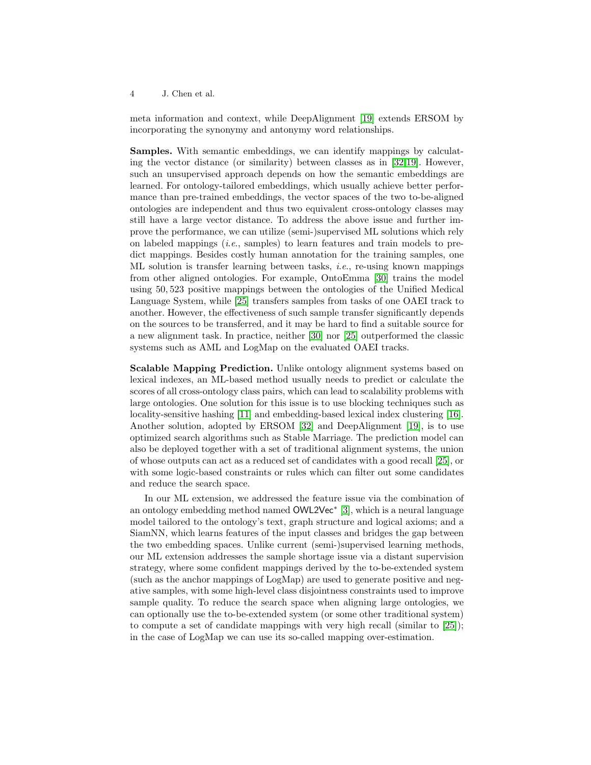meta information and context, while DeepAlignment [19] extends ERSOM by incorporating the synonymy and antonymy word relationships.

**Samples.** With semantic embeddings, we can identify mappings by calculating the vector distance (or similarity) between classes as in [32,19]. However, such an unsupervised approach depends on how the semantic embeddings are learned. For ontology-tailored embeddings, which usually achieve better performance than pre-trained embeddings, the vector spaces of the two to-be-aligned ontologies are independent and thus two equivalent cross-ontology classes may still have a large vector distance. To address the above issue and further improve the performance, we can utilize (semi-)supervised ML solutions which rely on labeled mappings (*i.e.*, samples) to learn features and train models to predict mappings. Besides costly human annotation for the training samples, one ML solution is transfer learning between tasks, *i.e.*, re-using known mappings from other aligned ontologies. For example, OntoEmma [30] trains the model using 50,523 positive mappings between the ontologies of the Unified Medical Language System, while [25] transfers samples from tasks of one OAEI track to another. However, the effectiveness of such sample transfer significantly depends on the sources to be transferred, and it may be hard to find a suitable source for a new alignment task. In practice, neither [30] nor [25] outperformed the classic systems such as AML and LogMap on the evaluated OAEI tracks.

**Scalable Mapping Prediction.** Unlike ontology alignment systems based on lexical indexes, an ML-based method usually needs to predict or calculate the scores of all cross-ontology class pairs, which can lead to scalability problems with large ontologies. One solution for this issue is to use blocking techniques such as locality-sensitive hashing [11] and embedding-based lexical index clustering [16]. Another solution, adopted by ERSOM [32] and DeepAlignment [19], is to use optimized search algorithms such as Stable Marriage. The prediction model can also be deployed together with a set of traditional alignment systems, the union of whose outputs can act as a reduced set of candidates with a good recall [25], or with some logic-based constraints or rules which can filter out some candidates and reduce the search space.

In our ML extension, we addressed the feature issue via the combination of an ontology embedding method named OWL2Vec* [3], which is a neural language model tailored to the ontology's text, graph structure and logical axioms; and a SiamNN, which learns features of the input classes and bridges the gap between the two embedding spaces. Unlike current (semi-)supervised learning methods, our ML extension addresses the sample shortage issue via a distant supervision strategy, where some confident mappings derived by the to-be-extended system (such as the anchor mappings of LogMap) are used to generate positive and negative samples, with some high-level class disjointness constraints used to improve sample quality. To reduce the search space when aligning large ontologies, we can optionally use the to-be-extended system (or some other traditional system) to compute a set of candidate mappings with very high recall (similar to [25]); in the case of LogMap we can use its so-called mapping over-estimation.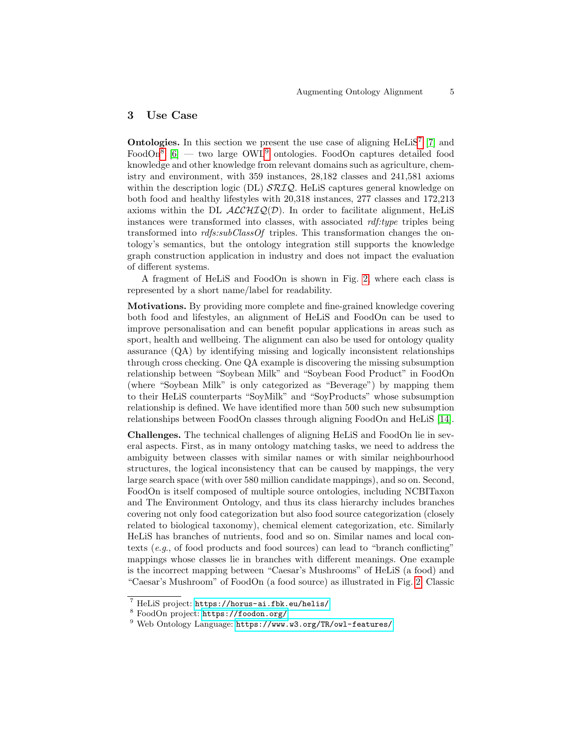## 3 Use Case

**Ontologies.** In this section we present the use case of aligning HeLiS[7] [7] and FoodOn[8] [6] — two large OWL[9] ontologies. FoodOn captures detailed food knowledge and other knowledge from relevant domains such as agriculture, chemistry and environment, with 359 instances, 28,182 classes and 241,581 axioms within the description logic (DL) $\mathcal{SRIQ}$. HeLiS captures general knowledge on both food and healthy lifestyles with 20,318 instances, 277 classes and 172,213 axioms within the DL $\mathcal{ALCHIQ}(\mathcal{D})$. In order to facilitate alignment, HeLiS instances were transformed into classes, with associated *rdf:type* triples being transformed into *rdfs:subClassOf* triples. This transformation changes the ontology's semantics, but the ontology integration still supports the knowledge graph construction application in industry and does not impact the evaluation of different systems.

A fragment of HeLiS and FoodOn is shown in Fig. 2, where each class is represented by a short name/label for readability.

**Motivations.** By providing more complete and fine-grained knowledge covering both food and lifestyles, an alignment of HeLiS and FoodOn can be used to improve personalisation and can benefit popular applications in areas such as sport, health and wellbeing. The alignment can also be used for ontology quality assurance (QA) by identifying missing and logically inconsistent relationships through cross checking. One QA example is discovering the missing subsumption relationship between "Soybean Milk" and "Soybean Food Product" in FoodOn (where "Soybean Milk" is only categorized as "Beverage") by mapping them to their HeLiS counterparts "SoyMilk" and "SoyProducts" whose subsumption relationship is defined. We have identified more than 500 such new subsumption relationships between FoodOn classes through aligning FoodOn and HeLiS [14].

**Challenges.** The technical challenges of aligning HeLiS and FoodOn lie in several aspects. First, as in many ontology matching tasks, we need to address the ambiguity between classes with similar names or with similar neighbourhood structures, the logical inconsistency that can be caused by mappings, the very large search space (with over 580 million candidate mappings), and so on. Second, FoodOn is itself composed of multiple source ontologies, including NCBITaxon and The Environment Ontology, and thus its class hierarchy includes branches covering not only food categorization but also food source categorization (closely related to biological taxonomy), chemical element categorization, etc. Similarly HeLiS has branches of nutrients, food and so on. Similar names and local contexts (*e.g.*, of food products and food sources) can lead to "branch conflicting" mappings whose classes lie in branches with different meanings. One example is the incorrect mapping between "Caesar's Mushrooms" of HeLiS (a food) and "Caesar's Mushroom" of FoodOn (a food source) as illustrated in Fig. 2. Classic

---

[7] HeLiS project: https://horus-ai.fbk.eu/helis/

[8] FoodOn project: https://foodon.org/

[9] Web Ontology Language: https://www.w3.org/TR/owl-features/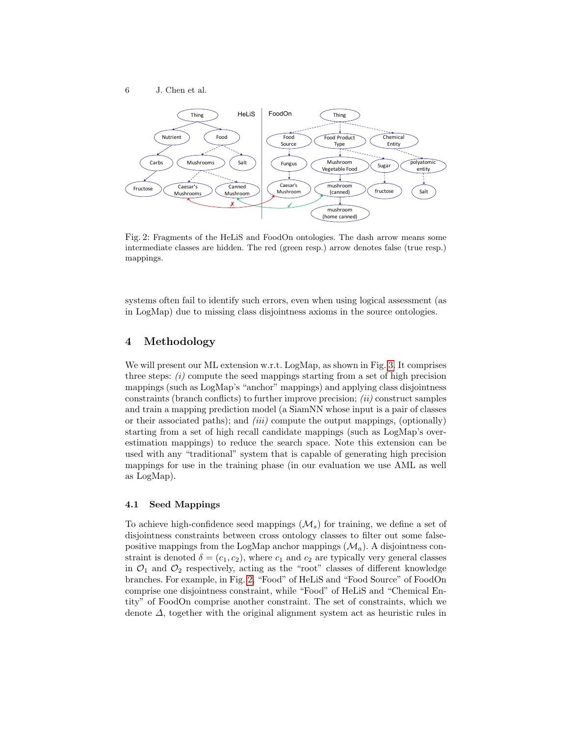Fig. 2: Fragments of the HeLiS and FoodOn ontologies. The dash arrow means some intermediate classes are hidden. The red (green resp.) arrow denotes false (true resp.) mappings.

systems often fail to identify such errors, even when using logical assessment (as in LogMap) due to missing class disjointness axioms in the source ontologies.

## 4 Methodology

We will present our ML extension w.r.t. LogMap, as shown in Fig. 3. It comprises three steps: *(i)* compute the seed mappings starting from a set of high precision mappings (such as LogMap's "anchor" mappings) and applying class disjointness constraints (branch conflicts) to further improve precision; *(ii)* construct samples and train a mapping prediction model (a SiamNN whose input is a pair of classes or their associated paths); and *(iii)* compute the output mappings, (optionally) starting from a set of high recall candidate mappings (such as LogMap's over-estimation mappings) to reduce the search space. Note this extension can be used with any "traditional" system that is capable of generating high precision mappings for use in the training phase (in our evaluation we use AML as well as LogMap).

### 4.1 Seed Mappings

To achieve high-confidence seed mappings ($\mathcal{M}_s$) for training, we define a set of disjointness constraints between cross ontology classes to filter out some false-positive mappings from the LogMap anchor mappings ($\mathcal{M}_a$). A disjointness constraint is denoted $\delta = (c_1, c_2)$, where $c_1$ and $c_2$ are typically very general classes in $\mathcal{O}_1$ and $\mathcal{O}_2$ respectively, acting as the "root" classes of different knowledge branches. For example, in Fig. 2, "Food" of HeLiS and "Food Source" of FoodOn comprise one disjointness constraint, while "Food" of HeLiS and "Chemical Entity" of FoodOn comprise another constraint. The set of constraints, which we denote $\Delta$, together with the original alignment system act as heuristic rules in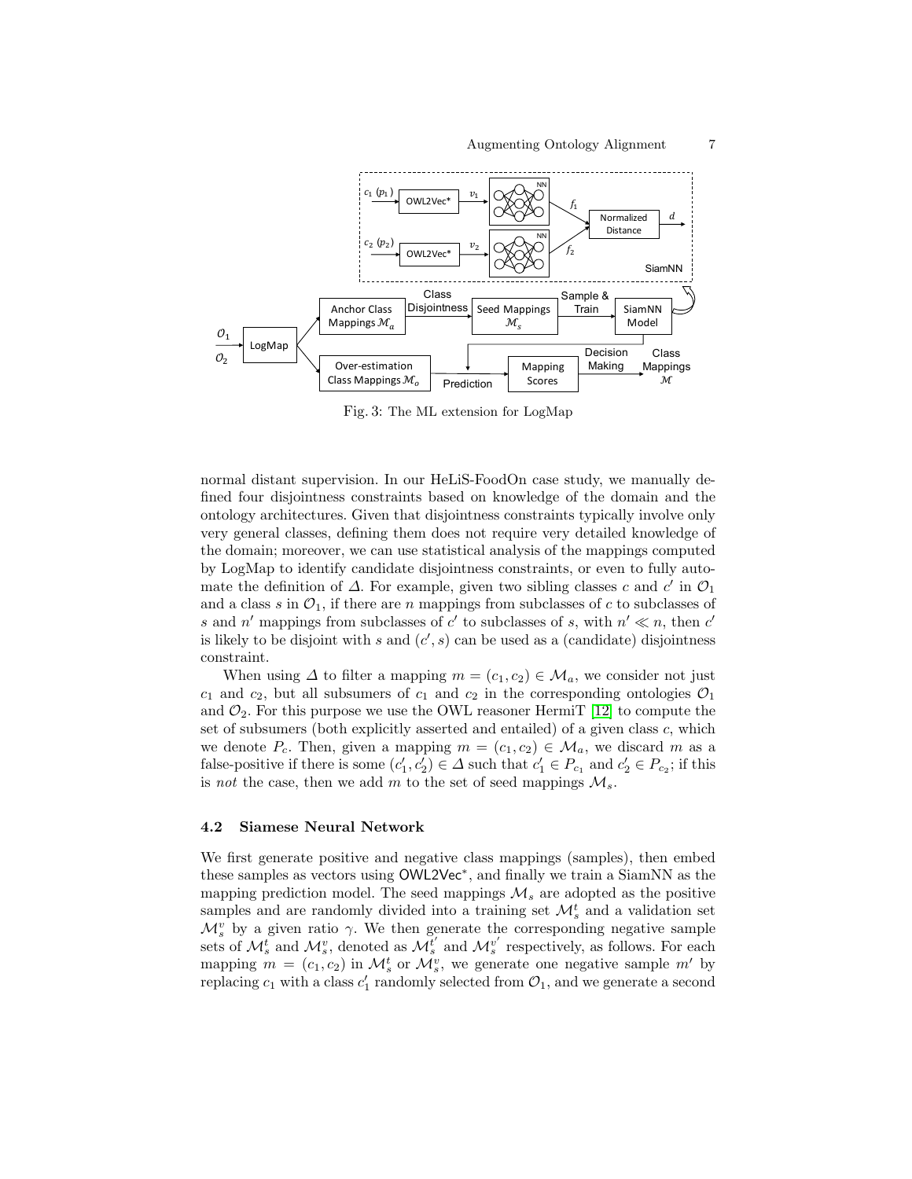Fig. 3: The ML extension for LogMap

normal distant supervision. In our HeLiS-FoodOn case study, we manually defined four disjointness constraints based on knowledge of the domain and the ontology architectures. Given that disjointness constraints typically involve only very general classes, defining them does not require very detailed knowledge of the domain; moreover, we can use statistical analysis of the mappings computed by LogMap to identify candidate disjointness constraints, or even to fully automate the definition of $\Delta$. For example, given two sibling classes $c$ and $c'$ in $\mathcal{O}_1$ and a class $s$ in $\mathcal{O}_1$, if there are $n$ mappings from subclasses of $c$ to subclasses of $s$ and $n'$ mappings from subclasses of $c'$ to subclasses of $s$, with $n' \ll n$, then $c'$ is likely to be disjoint with $s$ and $(c', s)$ can be used as a (candidate) disjointness constraint.

When using $\Delta$ to filter a mapping $m = (c_1, c_2) \in \mathcal{M}_a$, we consider not just $c_1$ and $c_2$, but all subsumers of $c_1$ and $c_2$ in the corresponding ontologies $\mathcal{O}_1$ and $\mathcal{O}_2$. For this purpose we use the OWL reasoner HermiT [12] to compute the set of subsumers (both explicitly asserted and entailed) of a given class $c$, which we denote $P_c$. Then, given a mapping $m = (c_1, c_2) \in \mathcal{M}_a$, we discard $m$ as a false-positive if there is some $(c_1', c_2') \in \Delta$ such that $c_1' \in P_{c_1}$ and $c_2' \in P_{c_2}$; if this is *not* the case, then we add $m$ to the set of seed mappings $\mathcal{M}_s$.

### 4.2 Siamese Neural Network

We first generate positive and negative class mappings (samples), then embed these samples as vectors using OWL2Vec*, and finally we train a SiamNN as the mapping prediction model. The seed mappings $\mathcal{M}_s$ are adopted as the positive samples and are randomly divided into a training set $\mathcal{M}_s^t$ and a validation set $\mathcal{M}_s^v$ by a given ratio $\gamma$. We then generate the corresponding negative sample sets of $\mathcal{M}_s^t$ and $\mathcal{M}_s^v$, denoted as $\mathcal{M}_s^{t'}$ and $\mathcal{M}_s^{v'}$ respectively, as follows. For each mapping $m = (c_1, c_2)$ in $\mathcal{M}_s^t$ or $\mathcal{M}_s^v$, we generate one negative sample $m'$ by replacing $c_1$ with a class $c_1'$ randomly selected from $\mathcal{O}_1$, and we generate a second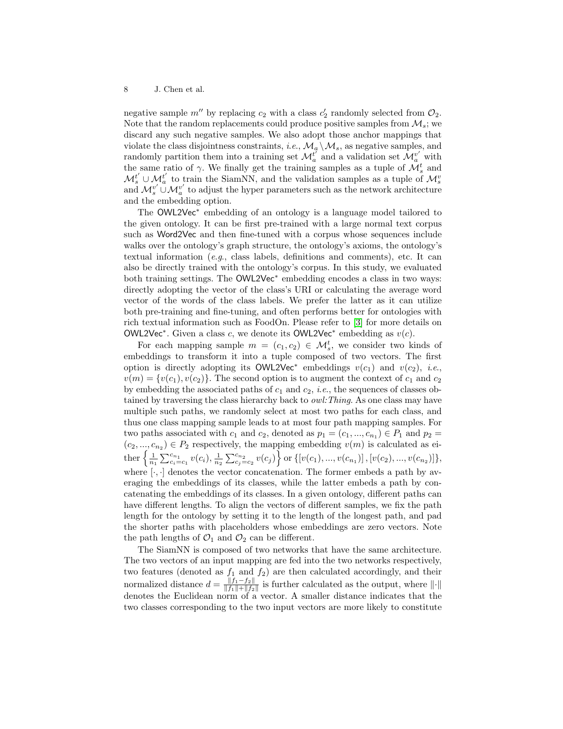negative sample $m''$ by replacing $c_2$ with a class $c_2'$ randomly selected from $\mathcal{O}_2$. Note that the random replacements could produce positive samples from $\mathcal{M}_s$; we discard any such negative samples. We also adopt those anchor mappings that violate the class disjointness constraints, *i.e.*, $\mathcal{M}_a \setminus \mathcal{M}_s$, as negative samples, and randomly partition them into a training set $\mathcal{M}_a^{t'}$ and a validation set $\mathcal{M}_a^{v'}$ with the same ratio of $\gamma$. We finally get the training samples as a tuple of $\mathcal{M}_s^t$ and $\mathcal{M}_s^{t'} \cup \mathcal{M}_a^{t'}$ to train the SiamNN, and the validation samples as a tuple of $\mathcal{M}_s^v$ and $\mathcal{M}_s^{v'} \cup \mathcal{M}_a^{v'}$ to adjust the hyper parameters such as the network architecture and the embedding option.

The OWL2Vec* embedding of an ontology is a language model tailored to the given ontology. It can be first pre-trained with a large normal text corpus such as Word2Vec and then fine-tuned with a corpus whose sequences include walks over the ontology's graph structure, the ontology's axioms, the ontology's textual information (*e.g.*, class labels, definitions and comments), etc. It can also be directly trained with the ontology's corpus. In this study, we evaluated both training settings. The OWL2Vec* embedding encodes a class in two ways: directly adopting the vector of the class's URI or calculating the average word vector of the words of the class labels. We prefer the latter as it can utilize both pre-training and fine-tuning, and often performs better for ontologies with rich textual information such as FoodOn. Please refer to [3] for more details on OWL2Vec*. Given a class $c$, we denote its OWL2Vec* embedding as $v(c)$.

For each mapping sample $m = (c_1, c_2) \in \mathcal{M}_s^t$, we consider two kinds of embeddings to transform it into a tuple composed of two vectors. The first option is directly adopting its OWL2Vec* embeddings $v(c_1)$ and $v(c_2)$, *i.e.*, $v(m) = \{v(c_1), v(c_2)\}$. The second option is to augment the context of $c_1$ and $c_2$ by embedding the associated paths of $c_1$ and $c_2$, *i.e.*, the sequences of classes obtained by traversing the class hierarchy back to *owl:Thing*. As one class may have multiple such paths, we randomly select at most two paths for each class, and thus one class mapping sample leads to at most four path mapping samples. For two paths associated with $c_1$ and $c_2$, denoted as $p_1 = (c_1, ..., c_{n_1}) \in P_1$ and $p_2 = (c_2, ..., c_{n_2}) \in P_2$ respectively, the mapping embedding $v(m)$ is calculated as either $\left\{ \frac{1}{n_1} \sum_{c_i=c_1}^{c_{n_1}} v(c_i), \frac{1}{n_2} \sum_{c_j=c_2}^{c_{n_2}} v(c_j) \right\}$ or $\{[v(c_1), ..., v(c_{n_1})], [v(c_2), ..., v(c_{n_2})]\}$, where $[\cdot, \cdot]$ denotes the vector concatenation. The former embeds a path by averaging the embeddings of its classes, while the latter embeds a path by concatenating the embeddings of its classes. In a given ontology, different paths can have different lengths. To align the vectors of different samples, we fix the path length for the ontology by setting it to the length of the longest path, and pad the shorter paths with placeholders whose embeddings are zero vectors. Note the path lengths of $\mathcal{O}_1$ and $\mathcal{O}_2$ can be different.

The SiamNN is composed of two networks that have the same architecture. The two vectors of an input mapping are fed into the two networks respectively, two features (denoted as $f_1$ and $f_2$) are then calculated accordingly, and their normalized distance $d = \frac{\|f_1 - f_2\|}{\|f_1\| + \|f_2\|}$ is further calculated as the output, where $\|\cdot\|$ denotes the Euclidean norm of a vector. A smaller distance indicates that the two classes corresponding to the two input vectors are more likely to constitute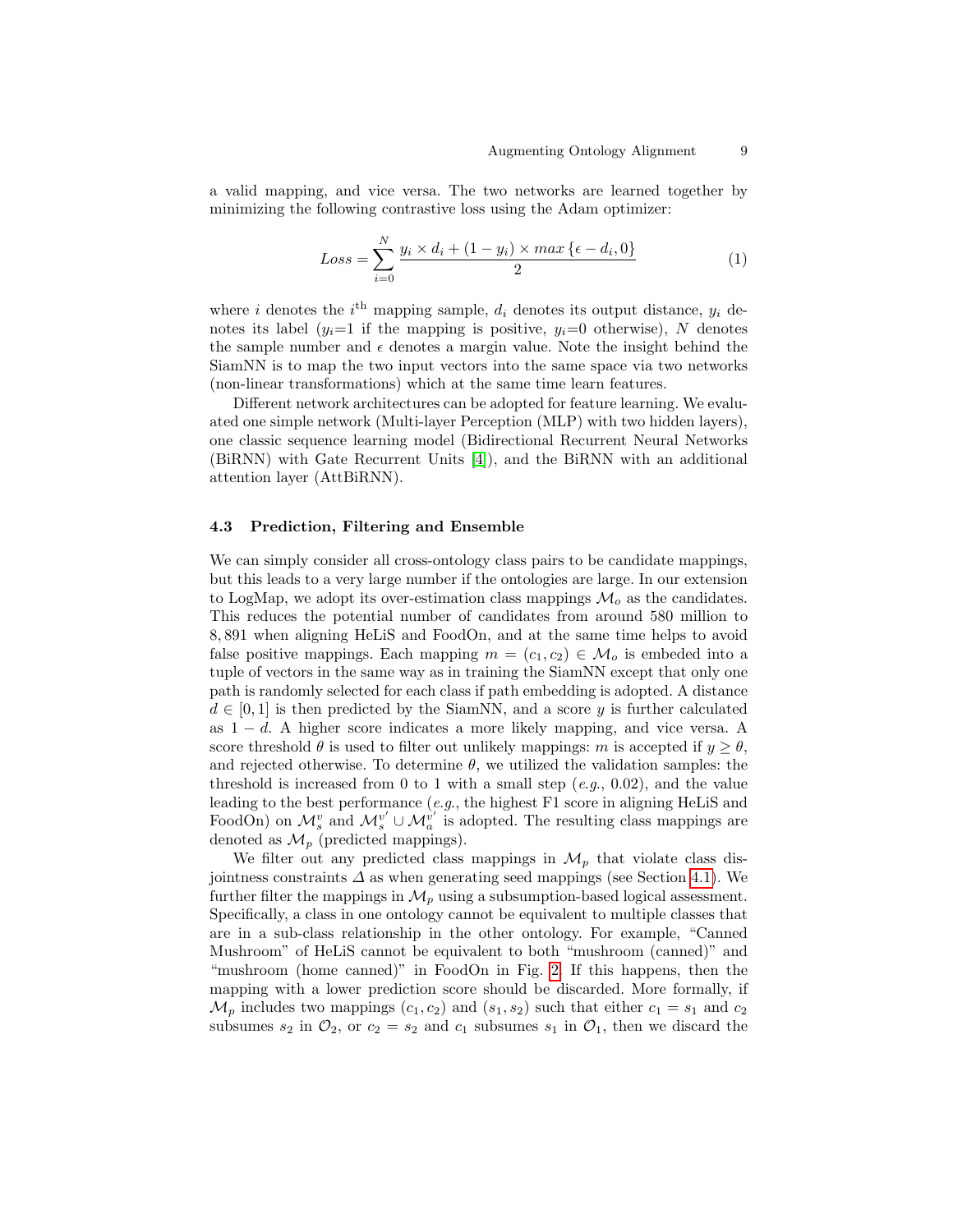a valid mapping, and vice versa. The two networks are learned together by minimizing the following contrastive loss using the Adam optimizer:

$$Loss = \sum_{i=0}^{N} \frac{y_i \times d_i + (1 - y_i) \times max\{\epsilon - d_i, 0\}}{2} \quad (1)$$

where $i$ denotes the $i^{\text{th}}$ mapping sample, $d_i$ denotes its output distance, $y_i$ denotes its label ($y_i$=1 if the mapping is positive, $y_i$=0 otherwise), $N$ denotes the sample number and $\epsilon$ denotes a margin value. Note the insight behind the SiamNN is to map the two input vectors into the same space via two networks (non-linear transformations) which at the same time learn features.

Different network architectures can be adopted for feature learning. We evaluated one simple network (Multi-layer Perception (MLP) with two hidden layers), one classic sequence learning model (Bidirectional Recurrent Neural Networks (BiRNN) with Gate Recurrent Units [4]), and the BiRNN with an additional attention layer (AttBiRNN).

### 4.3 Prediction, Filtering and Ensemble

We can simply consider all cross-ontology class pairs to be candidate mappings, but this leads to a very large number if the ontologies are large. In our extension to LogMap, we adopt its over-estimation class mappings $\mathcal{M}_o$ as the candidates. This reduces the potential number of candidates from around 580 million to 8,891 when aligning HeLiS and FoodOn, and at the same time helps to avoid false positive mappings. Each mapping $m = (c_1, c_2) \in \mathcal{M}_o$ is embeded into a tuple of vectors in the same way as in training the SiamNN except that only one path is randomly selected for each class if path embedding is adopted. A distance $d \in [0, 1]$ is then predicted by the SiamNN, and a score $y$ is further calculated as $1 - d$. A higher score indicates a more likely mapping, and vice versa. A score threshold $\theta$ is used to filter out unlikely mappings: $m$ is accepted if $y \geq \theta$, and rejected otherwise. To determine $\theta$, we utilized the validation samples: the threshold is increased from 0 to 1 with a small step (*e.g.*, 0.02), and the value leading to the best performance (*e.g.*, the highest F1 score in aligning HeLiS and FoodOn) on $\mathcal{M}_s^v$ and $\mathcal{M}_s^{v'} \cup \mathcal{M}_a^{v'}$ is adopted. The resulting class mappings are denoted as $\mathcal{M}_p$ (predicted mappings).

We filter out any predicted class mappings in $\mathcal{M}_p$ that violate class disjointness constraints $\Delta$ as when generating seed mappings (see Section 4.1). We further filter the mappings in $\mathcal{M}_p$ using a subsumption-based logical assessment. Specifically, a class in one ontology cannot be equivalent to multiple classes that are in a sub-class relationship in the other ontology. For example, "Canned Mushroom" of HeLiS cannot be equivalent to both "mushroom (canned)" and "mushroom (home canned)" in FoodOn in Fig. 2. If this happens, then the mapping with a lower prediction score should be discarded. More formally, if $\mathcal{M}_p$ includes two mappings $(c_1, c_2)$ and $(s_1, s_2)$ such that either $c_1 = s_1$ and $c_2$ subsumes $s_2$ in $\mathcal{O}_2$, or $c_2 = s_2$ and $c_1$ subsumes $s_1$ in $\mathcal{O}_1$, then we discard the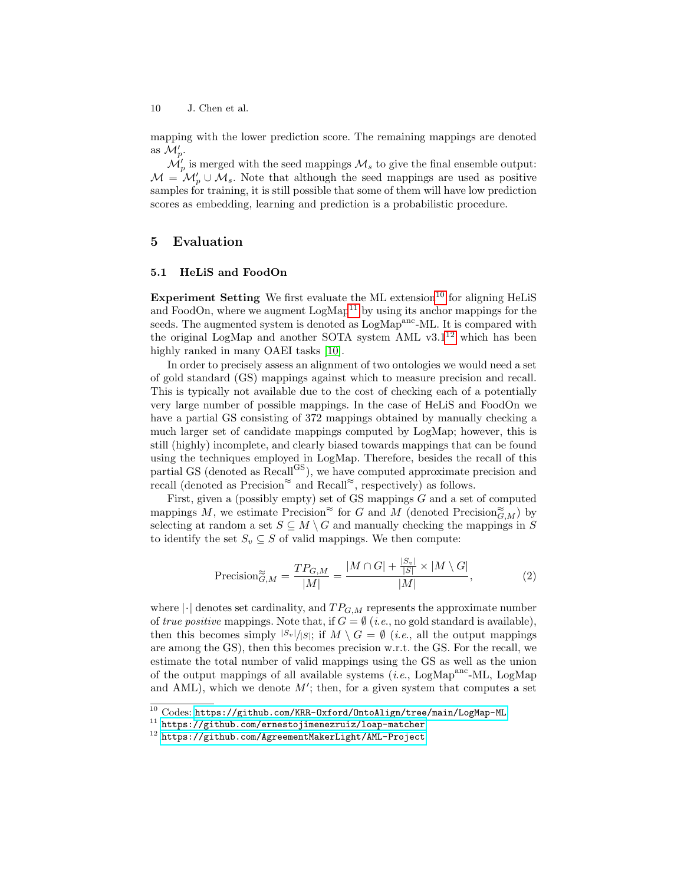mapping with the lower prediction score. The remaining mappings are denoted as $\mathcal{M}'_p$.

$\mathcal{M}'_p$ is merged with the seed mappings $\mathcal{M}_s$ to give the final ensemble output: $\mathcal{M} = \mathcal{M}'_p \cup \mathcal{M}_s$. Note that although the seed mappings are used as positive samples for training, it is still possible that some of them will have low prediction scores as embedding, learning and prediction is a probabilistic procedure.

## 5 Evaluation

### 5.1 HeLiS and FoodOn

**Experiment Setting** We first evaluate the ML extension[10] for aligning HeLiS and FoodOn, where we augment LogMap[11] by using its anchor mappings for the seeds. The augmented system is denoted as LogMap$^{\text{anc}}$-ML. It is compared with the original LogMap and another SOTA system AML v3.1[12] which has been highly ranked in many OAEI tasks [10].

In order to precisely assess an alignment of two ontologies we would need a set of gold standard (GS) mappings against which to measure precision and recall. This is typically not available due to the cost of checking each of a potentially very large number of possible mappings. In the case of HeLiS and FoodOn we have a partial GS consisting of 372 mappings obtained by manually checking a much larger set of candidate mappings computed by LogMap; however, this is still (highly) incomplete, and clearly biased towards mappings that can be found using the techniques employed in LogMap. Therefore, besides the recall of this partial GS (denoted as Recall$^{\text{GS}}$), we have computed approximate precision and recall (denoted as Precision$^{\approx}$ and Recall$^{\approx}$, respectively) as follows.

First, given a (possibly empty) set of GS mappings $G$ and a set of computed mappings $M$, we estimate Precision$^{\approx}$ for $G$ and $M$ (denoted Precision$^{\approx}_{G,M}$) by selecting at random a set $S \subseteq M \setminus G$ and manually checking the mappings in $S$ to identify the set $S_v \subseteq S$ of valid mappings. We then compute:

$$\text{Precision}^{\approx}_{G,M} = \frac{TP_{G,M}}{|M|} = \frac{|M \cap G| + \frac{|S_v|}{|S|} \times |M \setminus G|}{|M|}, \tag{2}$$

where $|\cdot|$ denotes set cardinality, and $TP_{G,M}$ represents the approximate number of *true positive* mappings. Note that, if $G = \emptyset$ (*i.e.*, no gold standard is available), then this becomes simply $|S_v|/|S|$; if $M \setminus G = \emptyset$ (*i.e.*, all the output mappings are among the GS), then this becomes precision w.r.t. the GS. For the recall, we estimate the total number of valid mappings using the GS as well as the union of the output mappings of all available systems (*i.e.*, LogMap$^{\text{anc}}$-ML, LogMap and AML), which we denote $M'$; then, for a given system that computes a set

[10] Codes: https://github.com/KRR-Oxford/OntoAlign/tree/main/LogMap-ML

[11] https://github.com/ernestojimenezruiz/loap-matcher

[12] https://github.com/AgreementMakerLight/AML-Project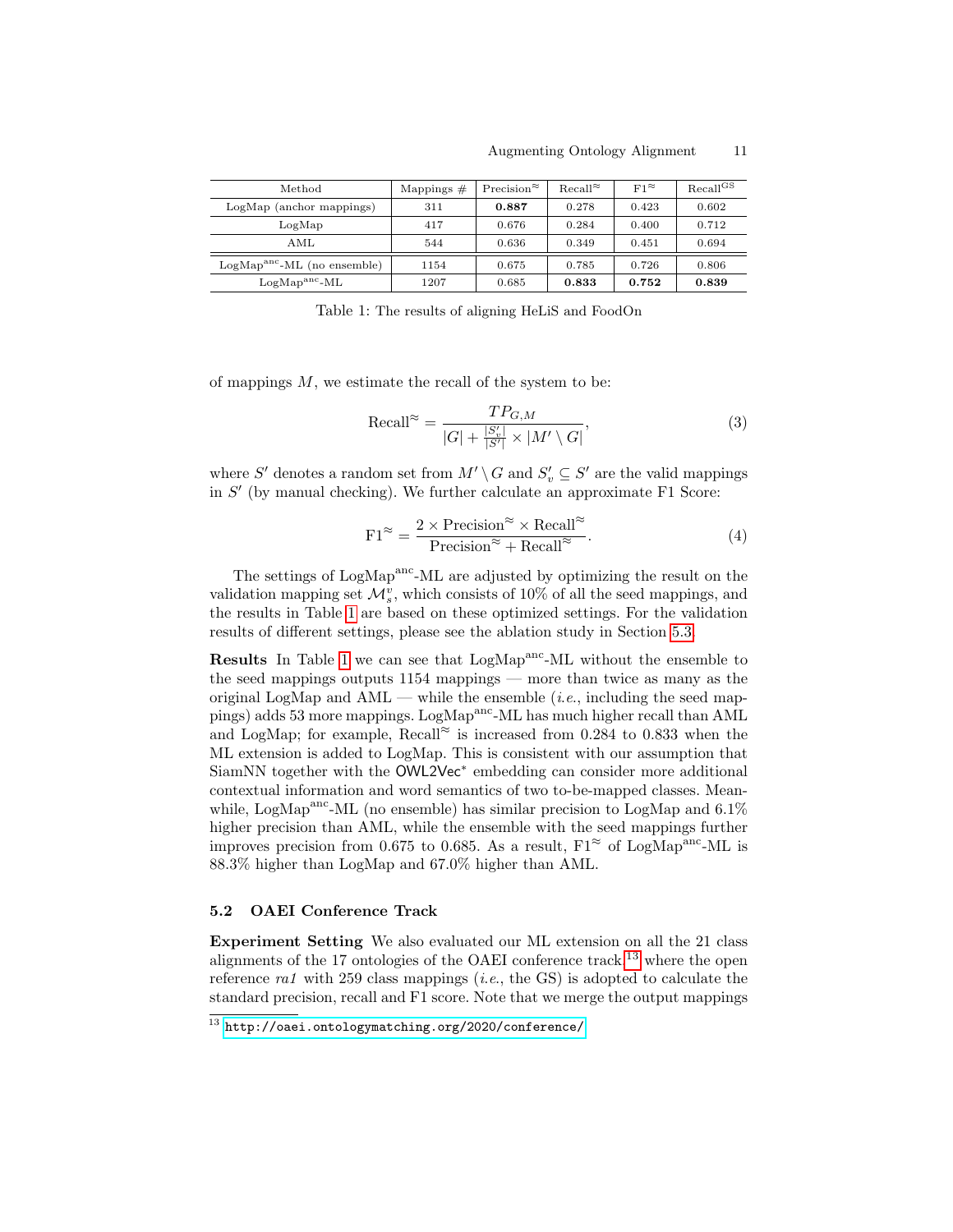| Method | Mappings # | Precision$^{\approx}$ | Recall$^{\approx}$ | F1$^{\approx}$ | Recall$^{GS}$ |
|---|---|---|---|---|---|
| LogMap (anchor mappings) | 311 | **0.887** | 0.278 | 0.423 | 0.602 |
| LogMap | 417 | 0.676 | 0.284 | 0.400 | 0.712 |
| AML | 544 | 0.636 | 0.349 | 0.451 | 0.694 |
| LogMap$^{anc}$-ML (no ensemble) | 1154 | 0.675 | 0.785 | 0.726 | 0.806 |
| LogMap$^{anc}$-ML | 1207 | 0.685 | **0.833** | **0.752** | **0.839** |

Table 1: The results of aligning HeLiS and FoodOn

of mappings $M$, we estimate the recall of the system to be:

$$\text{Recall}^{\approx} = \frac{TP_{G,M}}{|G| + \frac{|S'_v|}{|S'|} \times |M' \setminus G|}, \tag{3}$$

where $S'$ denotes a random set from $M' \setminus G$ and $S'_v \subseteq S'$ are the valid mappings in $S'$ (by manual checking). We further calculate an approximate F1 Score:

$$\text{F1}^{\approx} = \frac{2 \times \text{Precision}^{\approx} \times \text{Recall}^{\approx}}{\text{Precision}^{\approx} + \text{Recall}^{\approx}}. \tag{4}$$

The settings of LogMap$^{anc}$-ML are adjusted by optimizing the result on the validation mapping set $\mathcal{M}_s^v$, which consists of 10% of all the seed mappings, and the results in Table 1 are based on these optimized settings. For the validation results of different settings, please see the ablation study in Section 5.3.

**Results** In Table 1 we can see that LogMap$^{anc}$-ML without the ensemble to the seed mappings outputs 1154 mappings — more than twice as many as the original LogMap and AML — while the ensemble (*i.e.*, including the seed mappings) adds 53 more mappings. LogMap$^{anc}$-ML has much higher recall than AML and LogMap; for example, Recall$^{\approx}$ is increased from 0.284 to 0.833 when the ML extension is added to LogMap. This is consistent with our assumption that SiamNN together with the OWL2Vec$^*$ embedding can consider more additional contextual information and word semantics of two to-be-mapped classes. Meanwhile, LogMap$^{anc}$-ML (no ensemble) has similar precision to LogMap and 6.1% higher precision than AML, while the ensemble with the seed mappings further improves precision from 0.675 to 0.685. As a result, F1$^{\approx}$ of LogMap$^{anc}$-ML is 88.3% higher than LogMap and 67.0% higher than AML.

### 5.2 OAEI Conference Track

**Experiment Setting** We also evaluated our ML extension on all the 21 class alignments of the 17 ontologies of the OAEI conference track,[13] where the open reference *ra1* with 259 class mappings (*i.e.*, the GS) is adopted to calculate the standard precision, recall and F1 score. Note that we merge the output mappings

[13] http://oaei.ontologymatching.org/2020/conference/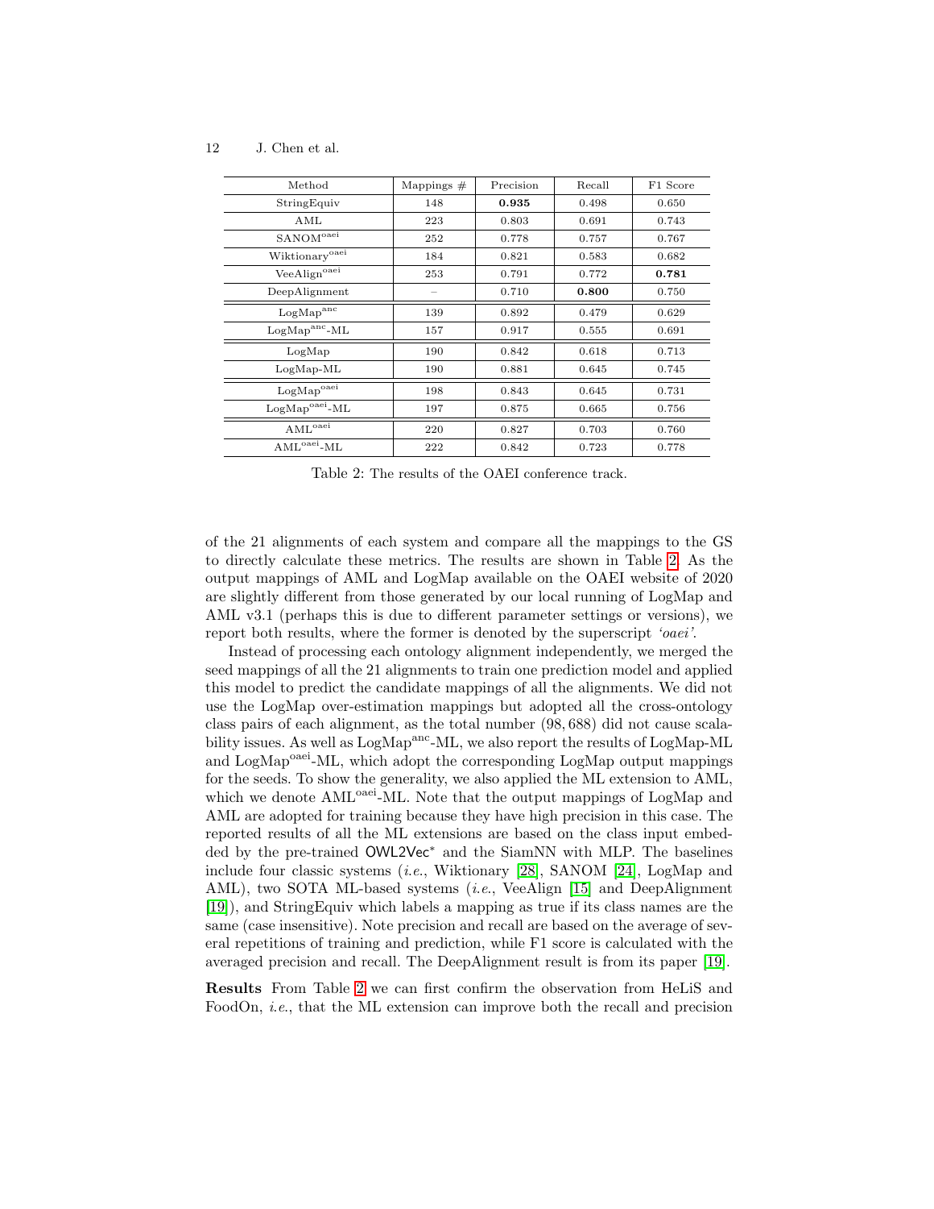| Method | Mappings # | Precision | Recall | F1 Score |
|---|---|---|---|---|
| StringEquiv | 148 | **0.935** | 0.498 | 0.650 |
| AML | 223 | 0.803 | 0.691 | 0.743 |
| SANOM$^{\text{oaei}}$ | 252 | 0.778 | 0.757 | 0.767 |
| Wiktionary$^{\text{oaei}}$ | 184 | 0.821 | 0.583 | 0.682 |
| VeeAlign$^{\text{oaei}}$ | 253 | 0.791 | 0.772 | **0.781** |
| DeepAlignment | – | 0.710 | **0.800** | 0.750 |
| LogMap$^{\text{anc}}$ | 139 | 0.892 | 0.479 | 0.629 |
| LogMap$^{\text{anc}}$-ML | 157 | 0.917 | 0.555 | 0.691 |
| LogMap | 190 | 0.842 | 0.618 | 0.713 |
| LogMap-ML | 190 | 0.881 | 0.645 | 0.745 |
| LogMap$^{\text{oaei}}$ | 198 | 0.843 | 0.645 | 0.731 |
| LogMap$^{\text{oaei}}$-ML | 197 | 0.875 | 0.665 | 0.756 |
| AML$^{\text{oaei}}$ | 220 | 0.827 | 0.703 | 0.760 |
| AML$^{\text{oaei}}$-ML | 222 | 0.842 | 0.723 | 0.778 |

Table 2: The results of the OAEI conference track.

of the 21 alignments of each system and compare all the mappings to the GS to directly calculate these metrics. The results are shown in Table 2. As the output mappings of AML and LogMap available on the OAEI website of 2020 are slightly different from those generated by our local running of LogMap and AML v3.1 (perhaps this is due to different parameter settings or versions), we report both results, where the former is denoted by the superscript *'oaei'*.

Instead of processing each ontology alignment independently, we merged the seed mappings of all the 21 alignments to train one prediction model and applied this model to predict the candidate mappings of all the alignments. We did not use the LogMap over-estimation mappings but adopted all the cross-ontology class pairs of each alignment, as the total number (98,688) did not cause scalability issues. As well as LogMap$^{\text{anc}}$-ML, we also report the results of LogMap-ML and LogMap$^{\text{oaei}}$-ML, which adopt the corresponding LogMap output mappings for the seeds. To show the generality, we also applied the ML extension to AML, which we denote AML$^{\text{oaei}}$-ML. Note that the output mappings of LogMap and AML are adopted for training because they have high precision in this case. The reported results of all the ML extensions are based on the class input embedded by the pre-trained OWL2Vec$^*$ and the SiamNN with MLP. The baselines include four classic systems (*i.e.*, Wiktionary [28], SANOM [24], LogMap and AML), two SOTA ML-based systems (*i.e.*, VeeAlign [15] and DeepAlignment [19]), and StringEquiv which labels a mapping as true if its class names are the same (case insensitive). Note precision and recall are based on the average of several repetitions of training and prediction, while F1 score is calculated with the averaged precision and recall. The DeepAlignment result is from its paper [19].

**Results** From Table 2 we can first confirm the observation from HeLiS and FoodOn, *i.e.*, that the ML extension can improve both the recall and precision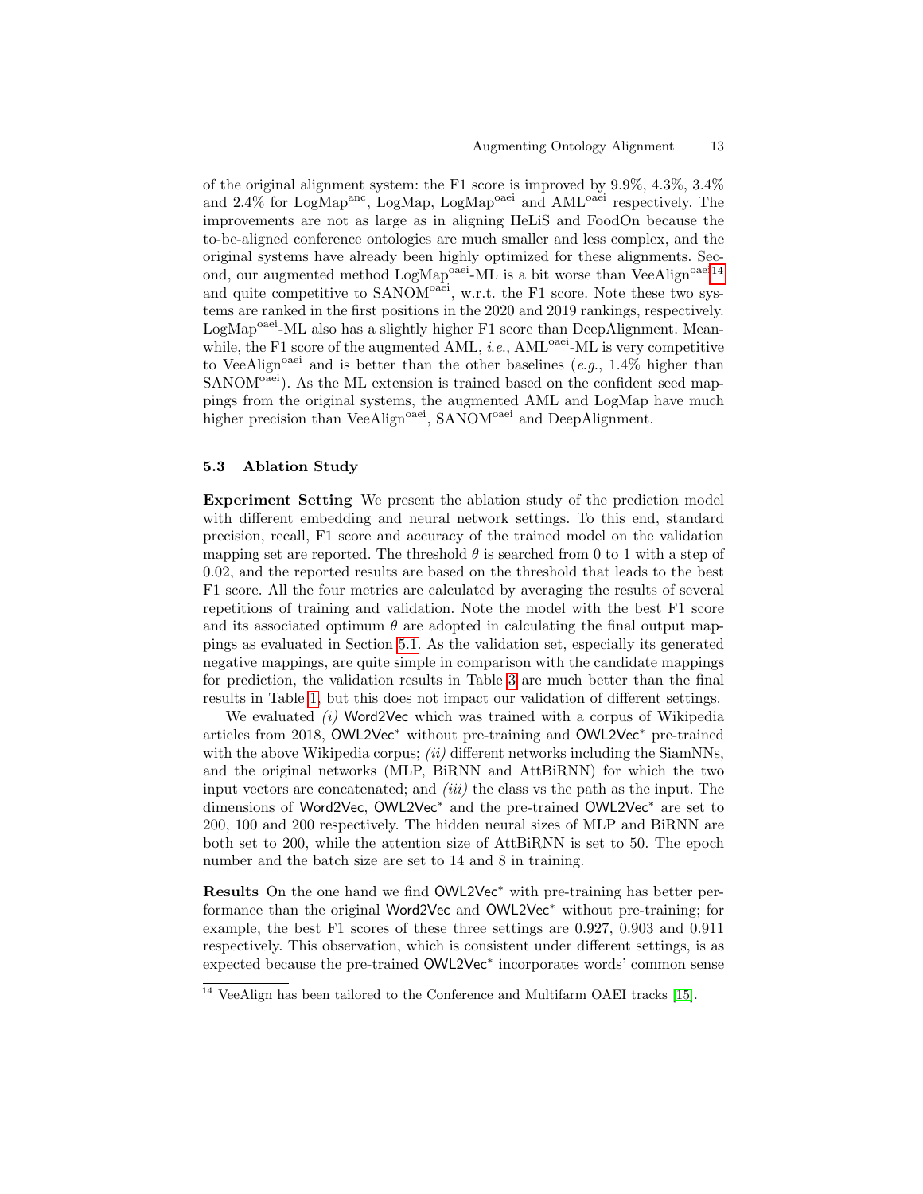of the original alignment system: the F1 score is improved by 9.9%, 4.3%, 3.4% and 2.4% for LogMap$^{anc}$, LogMap, LogMap$^{oaei}$ and AML$^{oaei}$ respectively. The improvements are not as large as in aligning HeLiS and FoodOn because the to-be-aligned conference ontologies are much smaller and less complex, and the original systems have already been highly optimized for these alignments. Second, our augmented method LogMap$^{oaei}$-ML is a bit worse than VeeAlign$^{oaei}$[14] and quite competitive to SANOM$^{oaei}$, w.r.t. the F1 score. Note these two systems are ranked in the first positions in the 2020 and 2019 rankings, respectively. LogMap$^{oaei}$-ML also has a slightly higher F1 score than DeepAlignment. Meanwhile, the F1 score of the augmented AML, *i.e.*, AML$^{oaei}$-ML is very competitive to VeeAlign$^{oaei}$ and is better than the other baselines (*e.g.*, 1.4% higher than SANOM$^{oaei}$). As the ML extension is trained based on the confident seed mappings from the original systems, the augmented AML and LogMap have much higher precision than VeeAlign$^{oaei}$, SANOM$^{oaei}$ and DeepAlignment.

### 5.3 Ablation Study

**Experiment Setting** We present the ablation study of the prediction model with different embedding and neural network settings. To this end, standard precision, recall, F1 score and accuracy of the trained model on the validation mapping set are reported. The threshold $\theta$ is searched from 0 to 1 with a step of 0.02, and the reported results are based on the threshold that leads to the best F1 score. All the four metrics are calculated by averaging the results of several repetitions of training and validation. Note the model with the best F1 score and its associated optimum $\theta$ are adopted in calculating the final output mappings as evaluated in Section 5.1. As the validation set, especially its generated negative mappings, are quite simple in comparison with the candidate mappings for prediction, the validation results in Table 3 are much better than the final results in Table 1, but this does not impact our validation of different settings.

We evaluated *(i)* Word2Vec which was trained with a corpus of Wikipedia articles from 2018, OWL2Vec* without pre-training and OWL2Vec* pre-trained with the above Wikipedia corpus; *(ii)* different networks including the SiamNNs, and the original networks (MLP, BiRNN and AttBiRNN) for which the two input vectors are concatenated; and *(iii)* the class vs the path as the input. The dimensions of Word2Vec, OWL2Vec* and the pre-trained OWL2Vec* are set to 200, 100 and 200 respectively. The hidden neural sizes of MLP and BiRNN are both set to 200, while the attention size of AttBiRNN is set to 50. The epoch number and the batch size are set to 14 and 8 in training.

**Results** On the one hand we find OWL2Vec* with pre-training has better performance than the original Word2Vec and OWL2Vec* without pre-training; for example, the best F1 scores of these three settings are 0.927, 0.903 and 0.911 respectively. This observation, which is consistent under different settings, is as expected because the pre-trained OWL2Vec* incorporates words' common sense

[14] VeeAlign has been tailored to the Conference and Multifarm OAEI tracks [15].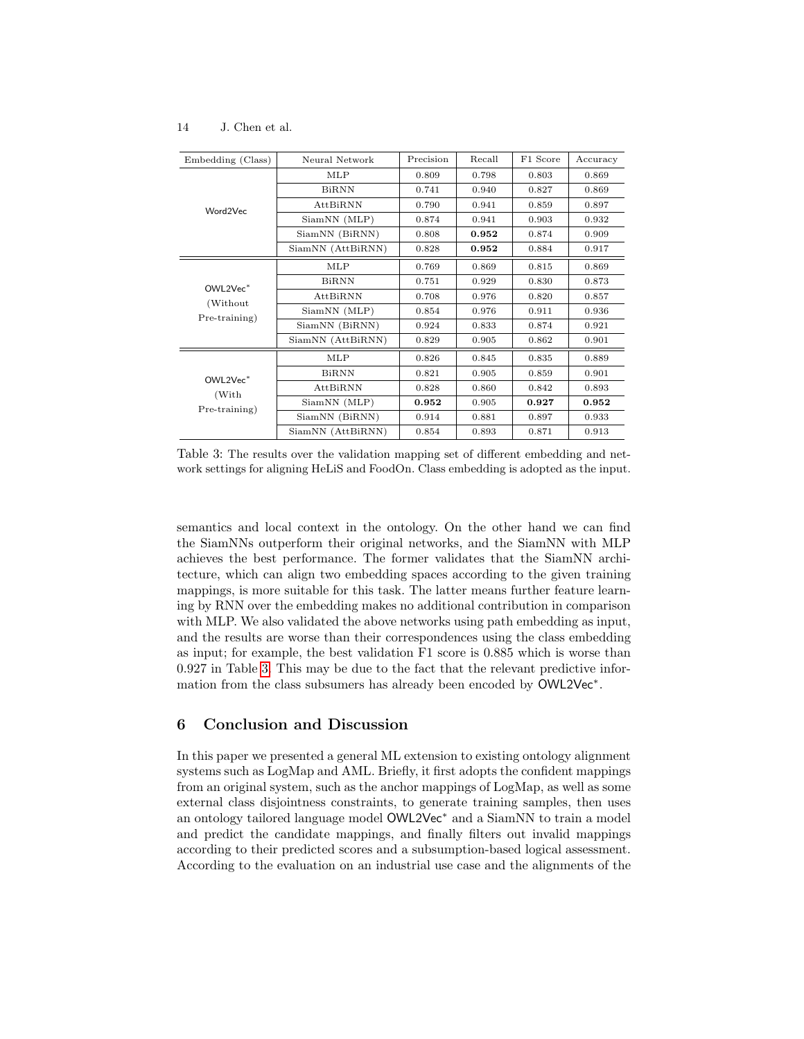| Embedding (Class) | Neural Network | Precision | Recall | F1 Score | Accuracy |
|---|---|---|---|---|---|
| Word2Vec | MLP | 0.809 | 0.798 | 0.803 | 0.869 |
| | BiRNN | 0.741 | 0.940 | 0.827 | 0.869 |
| | AttBiRNN | 0.790 | 0.941 | 0.859 | 0.897 |
| | SiamNN (MLP) | 0.874 | 0.941 | 0.903 | 0.932 |
| | SiamNN (BiRNN) | 0.808 | **0.952** | 0.874 | 0.909 |
| | SiamNN (AttBiRNN) | 0.828 | **0.952** | 0.884 | 0.917 |
| OWL2Vec* (Without Pre-training) | MLP | 0.769 | 0.869 | 0.815 | 0.869 |
| | BiRNN | 0.751 | 0.929 | 0.830 | 0.873 |
| | AttBiRNN | 0.708 | 0.976 | 0.820 | 0.857 |
| | SiamNN (MLP) | 0.854 | 0.976 | 0.911 | 0.936 |
| | SiamNN (BiRNN) | 0.924 | 0.833 | 0.874 | 0.921 |
| | SiamNN (AttBiRNN) | 0.829 | 0.905 | 0.862 | 0.901 |
| OWL2Vec* (With Pre-training) | MLP | 0.826 | 0.845 | 0.835 | 0.889 |
| | BiRNN | 0.821 | 0.905 | 0.859 | 0.901 |
| | AttBiRNN | 0.828 | 0.860 | 0.842 | 0.893 |
| | SiamNN (MLP) | **0.952** | 0.905 | **0.927** | **0.952** |
| | SiamNN (BiRNN) | 0.914 | 0.881 | 0.897 | 0.933 |
| | SiamNN (AttBiRNN) | 0.854 | 0.893 | 0.871 | 0.913 |

Table 3: The results over the validation mapping set of different embedding and network settings for aligning HeLiS and FoodOn. Class embedding is adopted as the input.

semantics and local context in the ontology. On the other hand we can find the SiamNNs outperform their original networks, and the SiamNN with MLP achieves the best performance. The former validates that the SiamNN architecture, which can align two embedding spaces according to the given training mappings, is more suitable for this task. The latter means further feature learning by RNN over the embedding makes no additional contribution in comparison with MLP. We also validated the above networks using path embedding as input, and the results are worse than their correspondences using the class embedding as input; for example, the best validation F1 score is 0.885 which is worse than 0.927 in Table 3. This may be due to the fact that the relevant predictive information from the class subsumers has already been encoded by OWL2Vec*.

## 6 Conclusion and Discussion

In this paper we presented a general ML extension to existing ontology alignment systems such as LogMap and AML. Briefly, it first adopts the confident mappings from an original system, such as the anchor mappings of LogMap, as well as some external class disjointness constraints, to generate training samples, then uses an ontology tailored language model OWL2Vec* and a SiamNN to train a model and predict the candidate mappings, and finally filters out invalid mappings according to their predicted scores and a subsumption-based logical assessment. According to the evaluation on an industrial use case and the alignments of the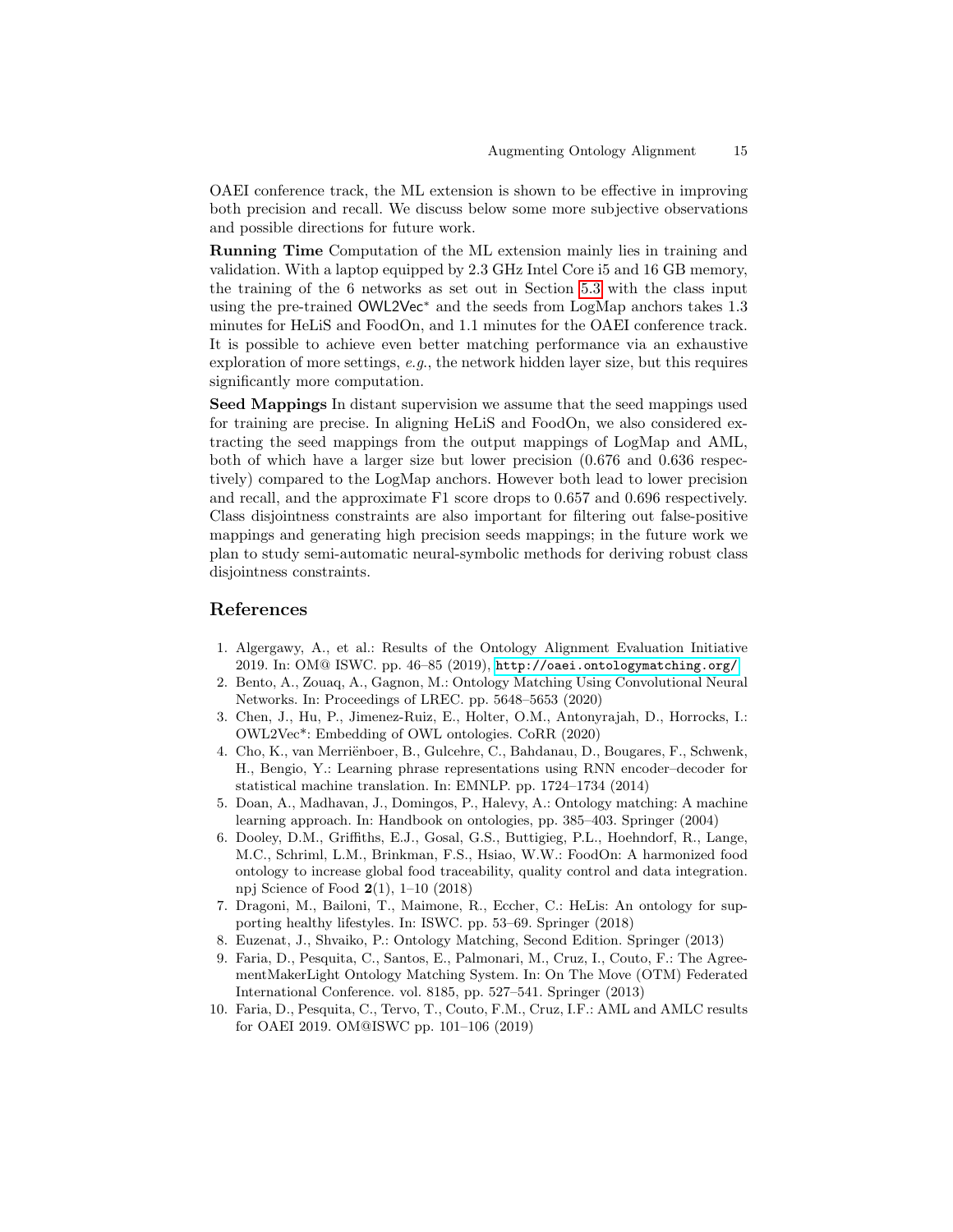OAEI conference track, the ML extension is shown to be effective in improving both precision and recall. We discuss below some more subjective observations and possible directions for future work.

**Running Time** Computation of the ML extension mainly lies in training and validation. With a laptop equipped by 2.3 GHz Intel Core i5 and 16 GB memory, the training of the 6 networks as set out in Section 5.3 with the class input using the pre-trained OWL2Vec* and the seeds from LogMap anchors takes 1.3 minutes for HeLiS and FoodOn, and 1.1 minutes for the OAEI conference track. It is possible to achieve even better matching performance via an exhaustive exploration of more settings, *e.g.*, the network hidden layer size, but this requires significantly more computation.

**Seed Mappings** In distant supervision we assume that the seed mappings used for training are precise. In aligning HeLiS and FoodOn, we also considered extracting the seed mappings from the output mappings of LogMap and AML, both of which have a larger size but lower precision (0.676 and 0.636 respectively) compared to the LogMap anchors. However both lead to lower precision and recall, and the approximate F1 score drops to 0.657 and 0.696 respectively. Class disjointness constraints are also important for filtering out false-positive mappings and generating high precision seeds mappings; in the future work we plan to study semi-automatic neural-symbolic methods for deriving robust class disjointness constraints.

## References

1. Algergawy, A., et al.: Results of the Ontology Alignment Evaluation Initiative 2019. In: OM@ ISWC. pp. 46–85 (2019), http://oaei.ontologymatching.org/
2. Bento, A., Zouaq, A., Gagnon, M.: Ontology Matching Using Convolutional Neural Networks. In: Proceedings of LREC. pp. 5648–5653 (2020)
3. Chen, J., Hu, P., Jimenez-Ruiz, E., Holter, O.M., Antonyrajah, D., Horrocks, I.: OWL2Vec*: Embedding of OWL ontologies. CoRR (2020)
4. Cho, K., van Merriënboer, B., Gulcehre, C., Bahdanau, D., Bougares, F., Schwenk, H., Bengio, Y.: Learning phrase representations using RNN encoder–decoder for statistical machine translation. In: EMNLP. pp. 1724–1734 (2014)
5. Doan, A., Madhavan, J., Domingos, P., Halevy, A.: Ontology matching: A machine learning approach. In: Handbook on ontologies, pp. 385–403. Springer (2004)
6. Dooley, D.M., Griffiths, E.J., Gosal, G.S., Buttigieg, P.L., Hoehndorf, R., Lange, M.C., Schriml, L.M., Brinkman, F.S., Hsiao, W.W.: FoodOn: A harmonized food ontology to increase global food traceability, quality control and data integration. npj Science of Food **2**(1), 1–10 (2018)
7. Dragoni, M., Bailoni, T., Maimone, R., Eccher, C.: HeLis: An ontology for supporting healthy lifestyles. In: ISWC. pp. 53–69. Springer (2018)
8. Euzenat, J., Shvaiko, P.: Ontology Matching, Second Edition. Springer (2013)
9. Faria, D., Pesquita, C., Santos, E., Palmonari, M., Cruz, I., Couto, F.: The AgreementMakerLight Ontology Matching System. In: On The Move (OTM) Federated International Conference. vol. 8185, pp. 527–541. Springer (2013)
10. Faria, D., Pesquita, C., Tervo, T., Couto, F.M., Cruz, I.F.: AML and AMLC results for OAEI 2019. OM@ISWC pp. 101–106 (2019)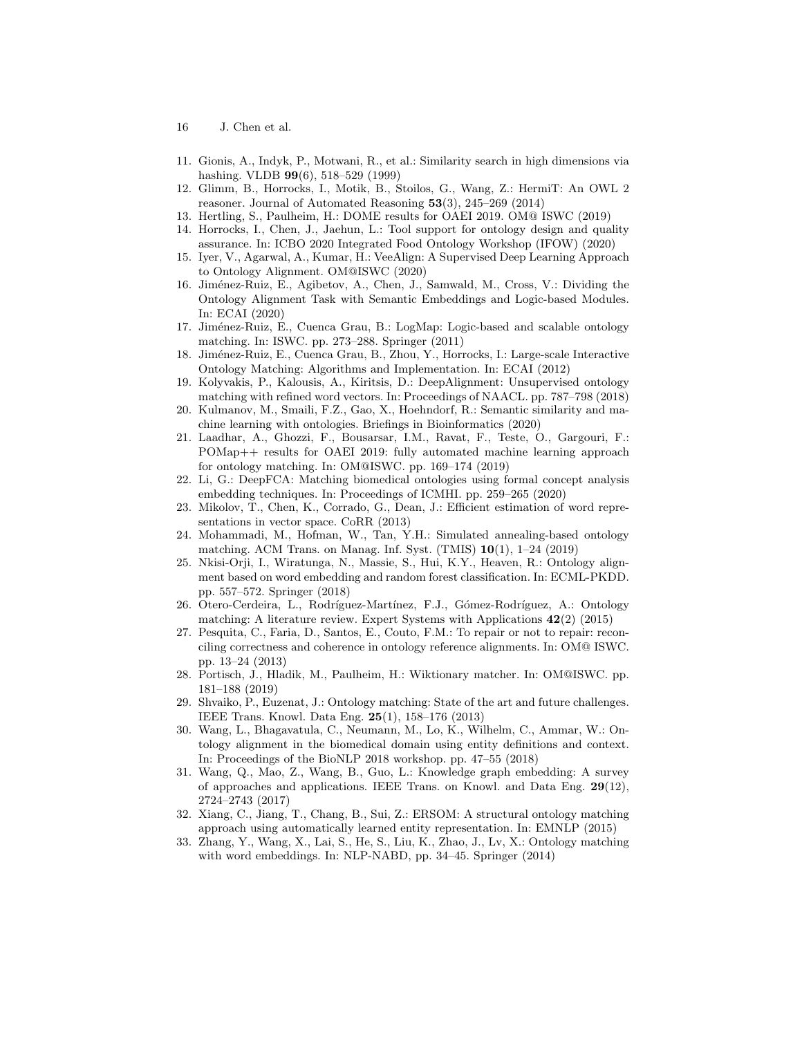11. Gionis, A., Indyk, P., Motwani, R., et al.: Similarity search in high dimensions via hashing. VLDB **99**(6), 518–529 (1999)
12. Glimm, B., Horrocks, I., Motik, B., Stoilos, G., Wang, Z.: HermiT: An OWL 2 reasoner. Journal of Automated Reasoning **53**(3), 245–269 (2014)
13. Hertling, S., Paulheim, H.: DOME results for OAEI 2019. OM@ ISWC (2019)
14. Horrocks, I., Chen, J., Jaehun, L.: Tool support for ontology design and quality assurance. In: ICBO 2020 Integrated Food Ontology Workshop (IFOW) (2020)
15. Iyer, V., Agarwal, A., Kumar, H.: VeeAlign: A Supervised Deep Learning Approach to Ontology Alignment. OM@ISWC (2020)
16. Jiménez-Ruiz, E., Agibetov, A., Chen, J., Samwald, M., Cross, V.: Dividing the Ontology Alignment Task with Semantic Embeddings and Logic-based Modules. In: ECAI (2020)
17. Jiménez-Ruiz, E., Cuenca Grau, B.: LogMap: Logic-based and scalable ontology matching. In: ISWC. pp. 273–288. Springer (2011)
18. Jiménez-Ruiz, E., Cuenca Grau, B., Zhou, Y., Horrocks, I.: Large-scale Interactive Ontology Matching: Algorithms and Implementation. In: ECAI (2012)
19. Kolyvakis, P., Kalousis, A., Kiritsis, D.: DeepAlignment: Unsupervised ontology matching with refined word vectors. In: Proceedings of NAACL. pp. 787–798 (2018)
20. Kulmanov, M., Smaili, F.Z., Gao, X., Hoehndorf, R.: Semantic similarity and machine learning with ontologies. Briefings in Bioinformatics (2020)
21. Laadhar, A., Ghozzi, F., Bousarsar, I.M., Ravat, F., Teste, O., Gargouri, F.: POMap++ results for OAEI 2019: fully automated machine learning approach for ontology matching. In: OM@ISWC. pp. 169–174 (2019)
22. Li, G.: DeepFCA: Matching biomedical ontologies using formal concept analysis embedding techniques. In: Proceedings of ICMHI. pp. 259–265 (2020)
23. Mikolov, T., Chen, K., Corrado, G., Dean, J.: Efficient estimation of word representations in vector space. CoRR (2013)
24. Mohammadi, M., Hofman, W., Tan, Y.H.: Simulated annealing-based ontology matching. ACM Trans. on Manag. Inf. Syst. (TMIS) **10**(1), 1–24 (2019)
25. Nkisi-Orji, I., Wiratunga, N., Massie, S., Hui, K.Y., Heaven, R.: Ontology alignment based on word embedding and random forest classification. In: ECML-PKDD. pp. 557–572. Springer (2018)
26. Otero-Cerdeira, L., Rodríguez-Martínez, F.J., Gómez-Rodríguez, A.: Ontology matching: A literature review. Expert Systems with Applications **42**(2) (2015)
27. Pesquita, C., Faria, D., Santos, E., Couto, F.M.: To repair or not to repair: reconciling correctness and coherence in ontology reference alignments. In: OM@ ISWC. pp. 13–24 (2013)
28. Portisch, J., Hladik, M., Paulheim, H.: Wiktionary matcher. In: OM@ISWC. pp. 181–188 (2019)
29. Shvaiko, P., Euzenat, J.: Ontology matching: State of the art and future challenges. IEEE Trans. Knowl. Data Eng. **25**(1), 158–176 (2013)
30. Wang, L., Bhagavatula, C., Neumann, M., Lo, K., Wilhelm, C., Ammar, W.: Ontology alignment in the biomedical domain using entity definitions and context. In: Proceedings of the BioNLP 2018 workshop. pp. 47–55 (2018)
31. Wang, Q., Mao, Z., Wang, B., Guo, L.: Knowledge graph embedding: A survey of approaches and applications. IEEE Trans. on Knowl. and Data Eng. **29**(12), 2724–2743 (2017)
32. Xiang, C., Jiang, T., Chang, B., Sui, Z.: ERSOM: A structural ontology matching approach using automatically learned entity representation. In: EMNLP (2015)
33. Zhang, Y., Wang, X., Lai, S., He, S., Liu, K., Zhao, J., Lv, X.: Ontology matching with word embeddings. In: NLP-NABD, pp. 34–45. Springer (2014)